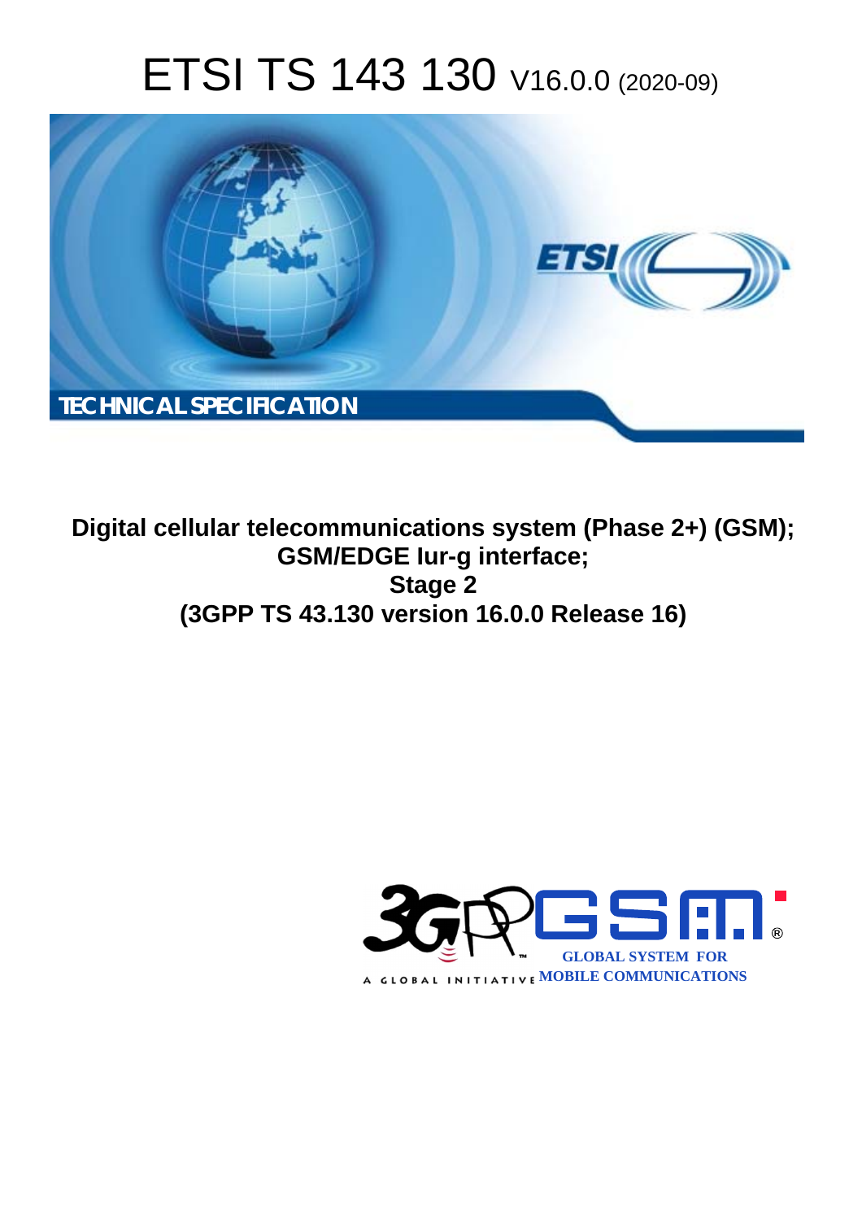# ETSI TS 143 130 V16.0.0 (2020-09)

TECHNICAL SPECIFICATION

**Digital cellular telecommunications system (Phase 2+) (GSM); GSM/EDGE Iur-g interface; Stage 2 (3GPP TS 43.130 version 16.0.0 Release 16)**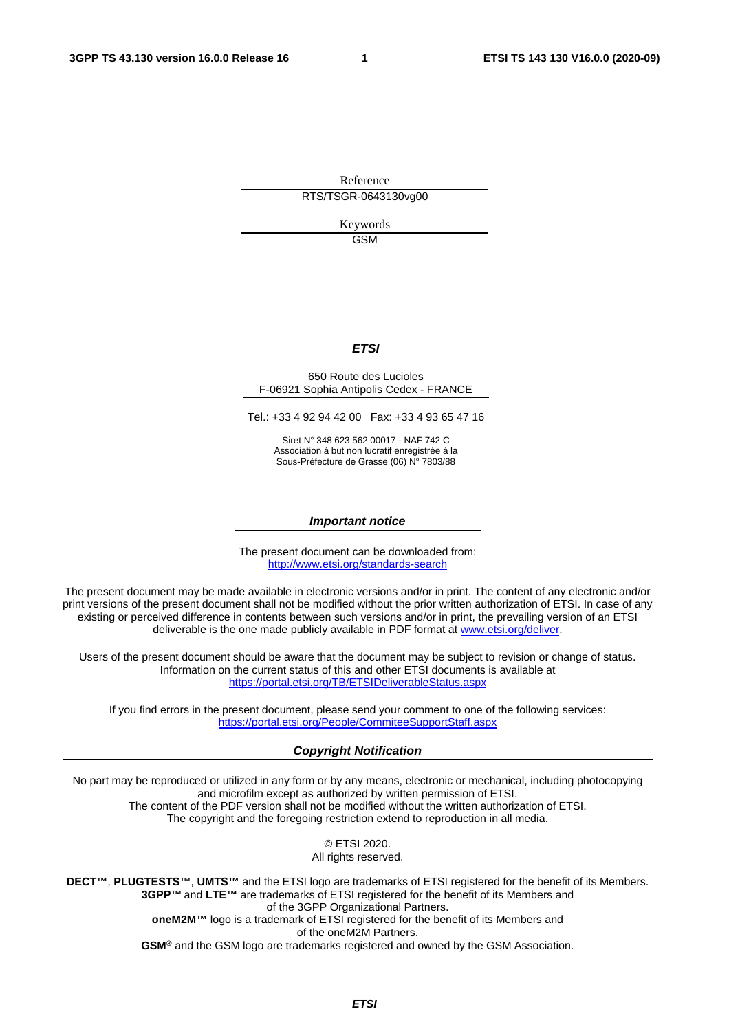Reference

RTS/TSGR-0643130vg00

Keywords

GSM

***ETSI***

650 Route des Lucioles
F-06921 Sophia Antipolis Cedex - FRANCE

Tel.: +33 4 92 94 42 00   Fax: +33 4 93 65 47 16

Siret N° 348 623 562 00017 - NAF 742 C
Association à but non lucratif enregistrée à la
Sous-Préfecture de Grasse (06) N° 7803/88

***Important notice***

The present document can be downloaded from:
http://www.etsi.org/standards-search

The present document may be made available in electronic versions and/or in print. The content of any electronic and/or print versions of the present document shall not be modified without the prior written authorization of ETSI. In case of any existing or perceived difference in contents between such versions and/or in print, the prevailing version of an ETSI deliverable is the one made publicly available in PDF format at www.etsi.org/deliver.

Users of the present document should be aware that the document may be subject to revision or change of status. Information on the current status of this and other ETSI documents is available at https://portal.etsi.org/TB/ETSIDeliverableStatus.aspx

If you find errors in the present document, please send your comment to one of the following services:
https://portal.etsi.org/People/CommiteeSupportStaff.aspx

***Copyright Notification***

No part may be reproduced or utilized in any form or by any means, electronic or mechanical, including photocopying and microfilm except as authorized by written permission of ETSI.
The content of the PDF version shall not be modified without the written authorization of ETSI.
The copyright and the foregoing restriction extend to reproduction in all media.

© ETSI 2020.
All rights reserved.

**DECT™**, **PLUGTESTS™**, **UMTS™** and the ETSI logo are trademarks of ETSI registered for the benefit of its Members.
**3GPP™** and **LTE™** are trademarks of ETSI registered for the benefit of its Members and of the 3GPP Organizational Partners.
**oneM2M™** logo is a trademark of ETSI registered for the benefit of its Members and of the oneM2M Partners.
**GSM®** and the GSM logo are trademarks registered and owned by the GSM Association.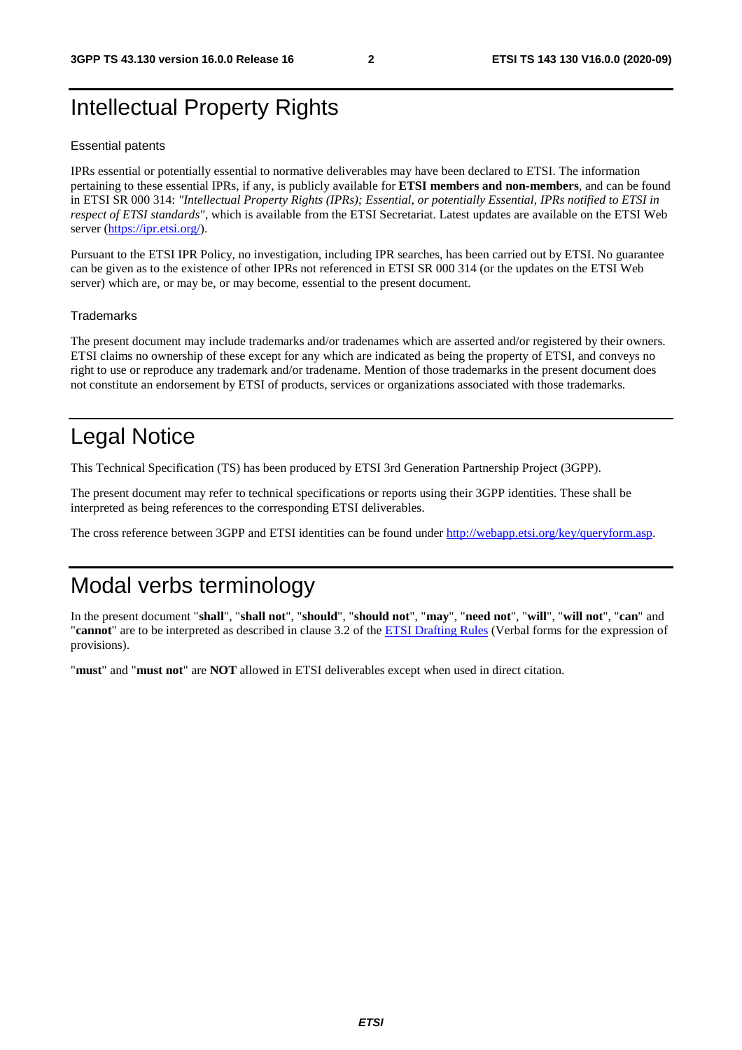# Intellectual Property Rights

## Essential patents

IPRs essential or potentially essential to normative deliverables may have been declared to ETSI. The information pertaining to these essential IPRs, if any, is publicly available for **ETSI members and non-members**, and can be found in ETSI SR 000 314: *"Intellectual Property Rights (IPRs); Essential, or potentially Essential, IPRs notified to ETSI in respect of ETSI standards"*, which is available from the ETSI Secretariat. Latest updates are available on the ETSI Web server (https://ipr.etsi.org/).

Pursuant to the ETSI IPR Policy, no investigation, including IPR searches, has been carried out by ETSI. No guarantee can be given as to the existence of other IPRs not referenced in ETSI SR 000 314 (or the updates on the ETSI Web server) which are, or may be, or may become, essential to the present document.

## Trademarks

The present document may include trademarks and/or tradenames which are asserted and/or registered by their owners. ETSI claims no ownership of these except for any which are indicated as being the property of ETSI, and conveys no right to use or reproduce any trademark and/or tradename. Mention of those trademarks in the present document does not constitute an endorsement by ETSI of products, services or organizations associated with those trademarks.

# Legal Notice

This Technical Specification (TS) has been produced by ETSI 3rd Generation Partnership Project (3GPP).

The present document may refer to technical specifications or reports using their 3GPP identities. These shall be interpreted as being references to the corresponding ETSI deliverables.

The cross reference between 3GPP and ETSI identities can be found under http://webapp.etsi.org/key/queryform.asp.

# Modal verbs terminology

In the present document "**shall**", "**shall not**", "**should**", "**should not**", "**may**", "**need not**", "**will**", "**will not**", "**can**" and "**cannot**" are to be interpreted as described in clause 3.2 of the ETSI Drafting Rules (Verbal forms for the expression of provisions).

"**must**" and "**must not**" are **NOT** allowed in ETSI deliverables except when used in direct citation.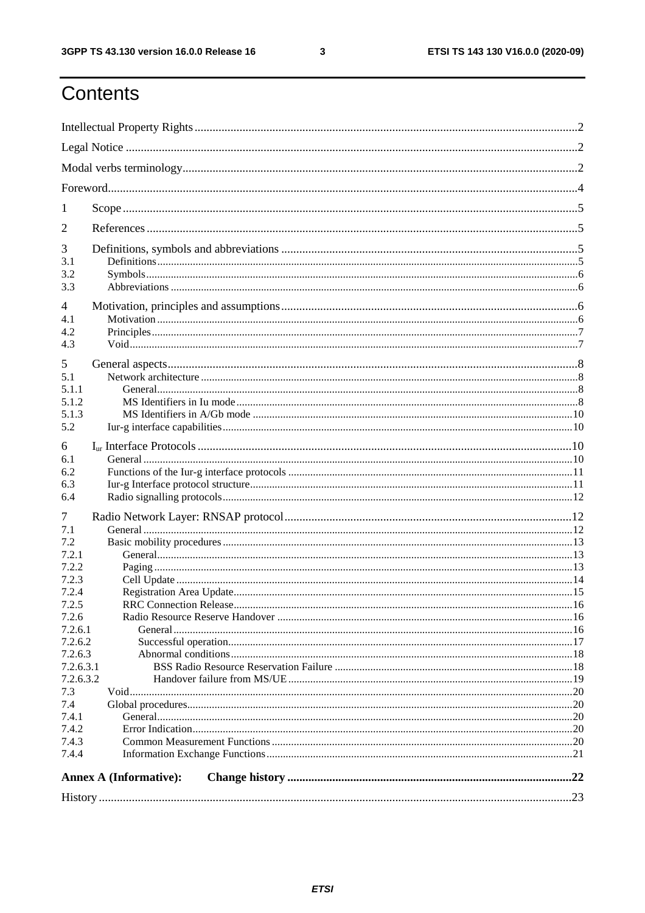# Contents

Intellectual Property Rights ..... 2

Legal Notice ..... 2

Modal verbs terminology ..... 2

Foreword ..... 4

1 Scope ..... 5

2 References ..... 5

3 Definitions, symbols and abbreviations ..... 5
- 3.1 Definitions ..... 5
- 3.2 Symbols ..... 6
- 3.3 Abbreviations ..... 6

4 Motivation, principles and assumptions ..... 6
- 4.1 Motivation ..... 6
- 4.2 Principles ..... 7
- 4.3 Void ..... 7

5 General aspects ..... 8
- 5.1 Network architecture ..... 8
- 5.1.1 General ..... 8
- 5.1.2 MS Identifiers in Iu mode ..... 8
- 5.1.3 MS Identifiers in A/Gb mode ..... 10
- 5.2 Iur-g interface capabilities ..... 10

6 $I_{ur}$ Interface Protocols ..... 10
- 6.1 General ..... 10
- 6.2 Functions of the Iur-g interface protocols ..... 11
- 6.3 Iur-g Interface protocol structure ..... 11
- 6.4 Radio signalling protocols ..... 12

7 Radio Network Layer: RNSAP protocol ..... 12
- 7.1 General ..... 12
- 7.2 Basic mobility procedures ..... 13
- 7.2.1 General ..... 13
- 7.2.2 Paging ..... 13
- 7.2.3 Cell Update ..... 14
- 7.2.4 Registration Area Update ..... 15
- 7.2.5 RRC Connection Release ..... 16
- 7.2.6 Radio Resource Reserve Handover ..... 16
- 7.2.6.1 General ..... 16
- 7.2.6.2 Successful operation ..... 17
- 7.2.6.3 Abnormal conditions ..... 18
- 7.2.6.3.1 BSS Radio Resource Reservation Failure ..... 18
- 7.2.6.3.2 Handover failure from MS/UE ..... 19
- 7.3 Void ..... 20
- 7.4 Global procedures ..... 20
- 7.4.1 General ..... 20
- 7.4.2 Error Indication ..... 20
- 7.4.3 Common Measurement Functions ..... 20
- 7.4.4 Information Exchange Functions ..... 21

**Annex A (Informative): Change history ..... 22**

History ..... 23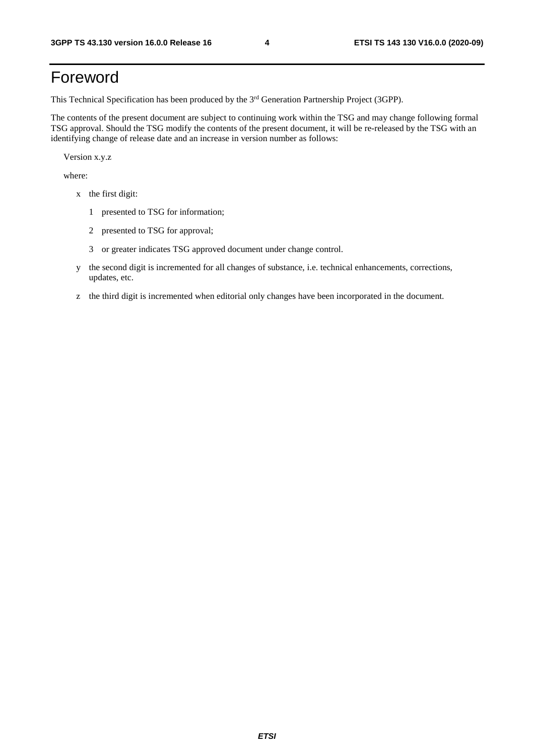# Foreword

This Technical Specification has been produced by the 3rd Generation Partnership Project (3GPP).

The contents of the present document are subject to continuing work within the TSG and may change following formal TSG approval. Should the TSG modify the contents of the present document, it will be re-released by the TSG with an identifying change of release date and an increase in version number as follows:

Version x.y.z

where:

- x the first digit:
  - 1 presented to TSG for information;
  - 2 presented to TSG for approval;
  - 3 or greater indicates TSG approved document under change control.
- y the second digit is incremented for all changes of substance, i.e. technical enhancements, corrections, updates, etc.
- z the third digit is incremented when editorial only changes have been incorporated in the document.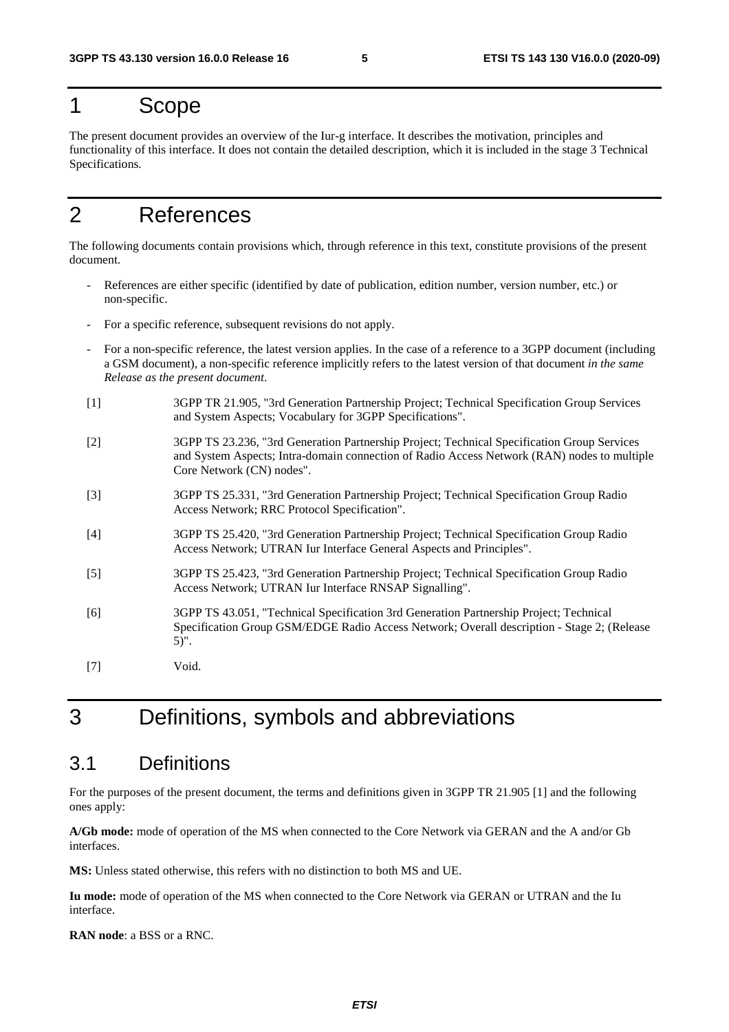# 1 Scope

The present document provides an overview of the Iur-g interface. It describes the motivation, principles and functionality of this interface. It does not contain the detailed description, which it is included in the stage 3 Technical Specifications.

# 2 References

The following documents contain provisions which, through reference in this text, constitute provisions of the present document.

- References are either specific (identified by date of publication, edition number, version number, etc.) or non-specific.
- For a specific reference, subsequent revisions do not apply.
- For a non-specific reference, the latest version applies. In the case of a reference to a 3GPP document (including a GSM document), a non-specific reference implicitly refers to the latest version of that document *in the same Release as the present document*.

[1] 3GPP TR 21.905, "3rd Generation Partnership Project; Technical Specification Group Services and System Aspects; Vocabulary for 3GPP Specifications".

[2] 3GPP TS 23.236, "3rd Generation Partnership Project; Technical Specification Group Services and System Aspects; Intra-domain connection of Radio Access Network (RAN) nodes to multiple Core Network (CN) nodes".

[3] 3GPP TS 25.331, "3rd Generation Partnership Project; Technical Specification Group Radio Access Network; RRC Protocol Specification".

[4] 3GPP TS 25.420, "3rd Generation Partnership Project; Technical Specification Group Radio Access Network; UTRAN Iur Interface General Aspects and Principles".

[5] 3GPP TS 25.423, "3rd Generation Partnership Project; Technical Specification Group Radio Access Network; UTRAN Iur Interface RNSAP Signalling".

[6] 3GPP TS 43.051, "Technical Specification 3rd Generation Partnership Project; Technical Specification Group GSM/EDGE Radio Access Network; Overall description - Stage 2; (Release 5)".

[7] Void.

# 3 Definitions, symbols and abbreviations

## 3.1 Definitions

For the purposes of the present document, the terms and definitions given in 3GPP TR 21.905 [1] and the following ones apply:

**A/Gb mode:** mode of operation of the MS when connected to the Core Network via GERAN and the A and/or Gb interfaces.

**MS:** Unless stated otherwise, this refers with no distinction to both MS and UE.

**Iu mode:** mode of operation of the MS when connected to the Core Network via GERAN or UTRAN and the Iu interface.

**RAN node**: a BSS or a RNC.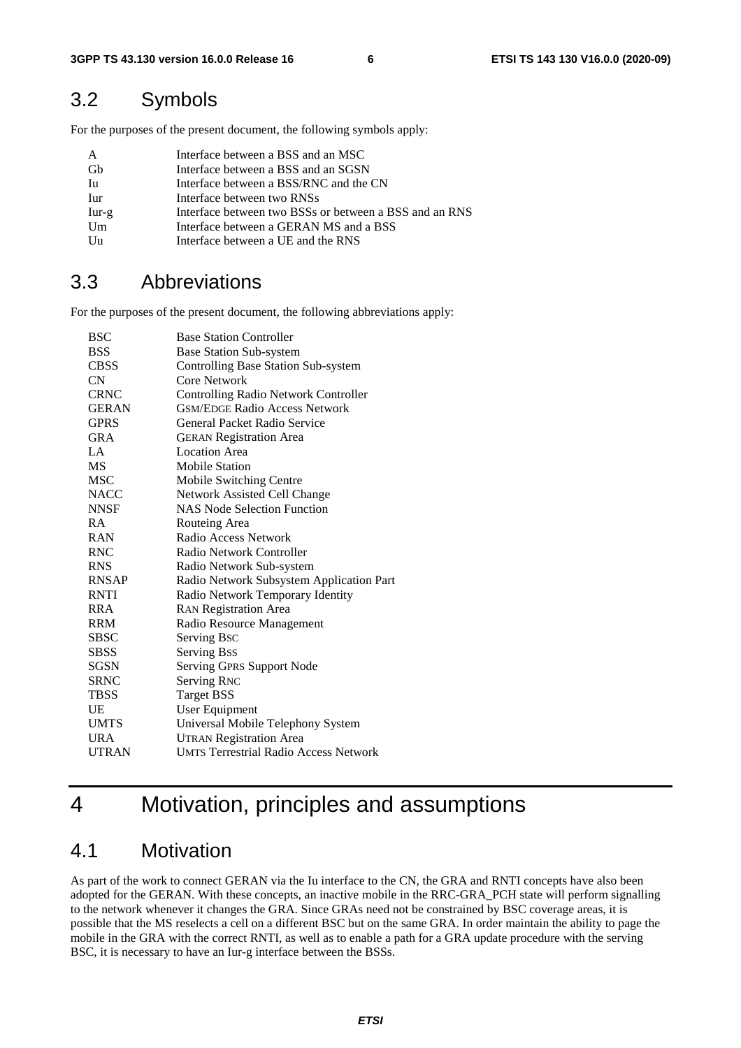## 3.2 Symbols

For the purposes of the present document, the following symbols apply:

| | |
|---|---|
| A | Interface between a BSS and an MSC |
| Gb | Interface between a BSS and an SGSN |
| Iu | Interface between a BSS/RNC and the CN |
| Iur | Interface between two RNSs |
| Iur-g | Interface between two BSSs or between a BSS and an RNS |
| Um | Interface between a GERAN MS and a BSS |
| Uu | Interface between a UE and the RNS |

## 3.3 Abbreviations

For the purposes of the present document, the following abbreviations apply:

| | |
|---|---|
| BSC | Base Station Controller |
| BSS | Base Station Sub-system |
| CBSS | Controlling Base Station Sub-system |
| CN | Core Network |
| CRNC | Controlling Radio Network Controller |
| GERAN | GSM/EDGE Radio Access Network |
| GPRS | General Packet Radio Service |
| GRA | GERAN Registration Area |
| LA | Location Area |
| MS | Mobile Station |
| MSC | Mobile Switching Centre |
| NACC | Network Assisted Cell Change |
| NNSF | NAS Node Selection Function |
| RA | Routeing Area |
| RAN | Radio Access Network |
| RNC | Radio Network Controller |
| RNS | Radio Network Sub-system |
| RNSAP | Radio Network Subsystem Application Part |
| RNTI | Radio Network Temporary Identity |
| RRA | RAN Registration Area |
| RRM | Radio Resource Management |
| SBSC | Serving BSC |
| SBSS | Serving BSS |
| SGSN | Serving GPRS Support Node |
| SRNC | Serving RNC |
| TBSS | Target BSS |
| UE | User Equipment |
| UMTS | Universal Mobile Telephony System |
| URA | UTRAN Registration Area |
| UTRAN | UMTS Terrestrial Radio Access Network |

# 4 Motivation, principles and assumptions

## 4.1 Motivation

As part of the work to connect GERAN via the Iu interface to the CN, the GRA and RNTI concepts have also been adopted for the GERAN. With these concepts, an inactive mobile in the RRC-GRA_PCH state will perform signalling to the network whenever it changes the GRA. Since GRAs need not be constrained by BSC coverage areas, it is possible that the MS reselects a cell on a different BSC but on the same GRA. In order maintain the ability to page the mobile in the GRA with the correct RNTI, as well as to enable a path for a GRA update procedure with the serving BSC, it is necessary to have an Iur-g interface between the BSSs.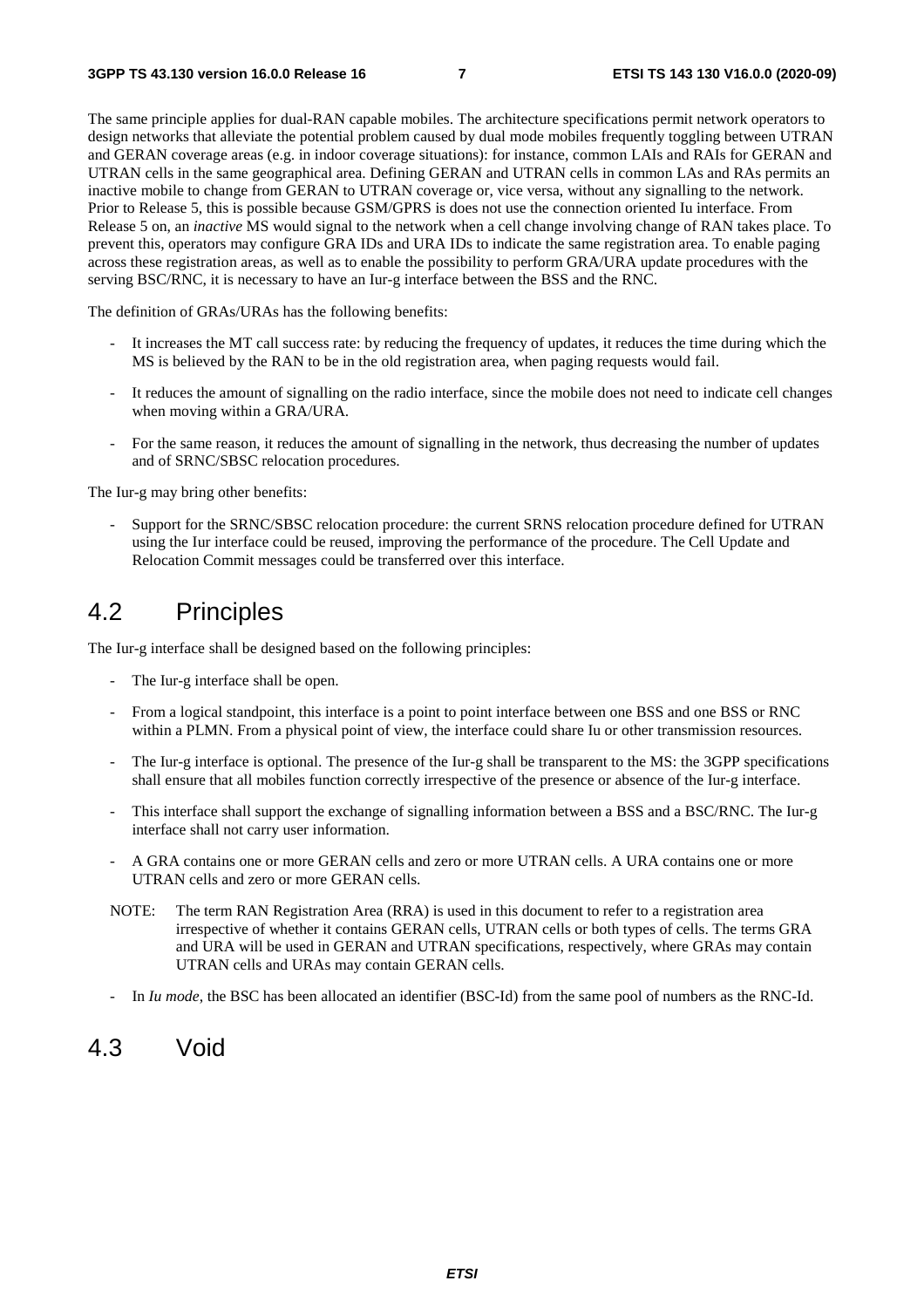The same principle applies for dual-RAN capable mobiles. The architecture specifications permit network operators to design networks that alleviate the potential problem caused by dual mode mobiles frequently toggling between UTRAN and GERAN coverage areas (e.g. in indoor coverage situations): for instance, common LAIs and RAIs for GERAN and UTRAN cells in the same geographical area. Defining GERAN and UTRAN cells in common LAs and RAs permits an inactive mobile to change from GERAN to UTRAN coverage or, vice versa, without any signalling to the network. Prior to Release 5, this is possible because GSM/GPRS is does not use the connection oriented Iu interface. From Release 5 on, an *inactive* MS would signal to the network when a cell change involving change of RAN takes place. To prevent this, operators may configure GRA IDs and URA IDs to indicate the same registration area. To enable paging across these registration areas, as well as to enable the possibility to perform GRA/URA update procedures with the serving BSC/RNC, it is necessary to have an Iur-g interface between the BSS and the RNC.

The definition of GRAs/URAs has the following benefits:

- It increases the MT call success rate: by reducing the frequency of updates, it reduces the time during which the MS is believed by the RAN to be in the old registration area, when paging requests would fail.
- It reduces the amount of signalling on the radio interface, since the mobile does not need to indicate cell changes when moving within a GRA/URA.
- For the same reason, it reduces the amount of signalling in the network, thus decreasing the number of updates and of SRNC/SBSC relocation procedures.

The Iur-g may bring other benefits:

- Support for the SRNC/SBSC relocation procedure: the current SRNS relocation procedure defined for UTRAN using the Iur interface could be reused, improving the performance of the procedure. The Cell Update and Relocation Commit messages could be transferred over this interface.

## 4.2 Principles

The Iur-g interface shall be designed based on the following principles:

- The Iur-g interface shall be open.
- From a logical standpoint, this interface is a point to point interface between one BSS and one BSS or RNC within a PLMN. From a physical point of view, the interface could share Iu or other transmission resources.
- The Iur-g interface is optional. The presence of the Iur-g shall be transparent to the MS: the 3GPP specifications shall ensure that all mobiles function correctly irrespective of the presence or absence of the Iur-g interface.
- This interface shall support the exchange of signalling information between a BSS and a BSC/RNC. The Iur-g interface shall not carry user information.
- A GRA contains one or more GERAN cells and zero or more UTRAN cells. A URA contains one or more UTRAN cells and zero or more GERAN cells.

NOTE: The term RAN Registration Area (RRA) is used in this document to refer to a registration area irrespective of whether it contains GERAN cells, UTRAN cells or both types of cells. The terms GRA and URA will be used in GERAN and UTRAN specifications, respectively, where GRAs may contain UTRAN cells and URAs may contain GERAN cells.

- In *Iu mode*, the BSC has been allocated an identifier (BSC-Id) from the same pool of numbers as the RNC-Id.

## 4.3 Void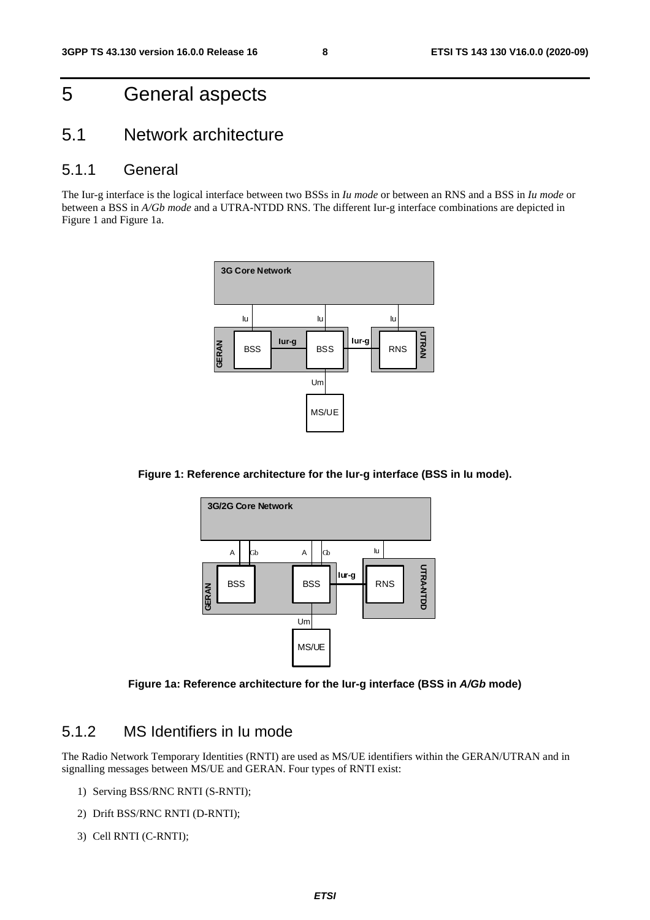# 5 General aspects

## 5.1 Network architecture

### 5.1.1 General

The Iur-g interface is the logical interface between two BSSs in *Iu mode* or between an RNS and a BSS in *Iu mode* or between a BSS in *A/Gb mode* and a UTRA-NTDD RNS. The different Iur-g interface combinations are depicted in Figure 1 and Figure 1a.

**Figure 1: Reference architecture for the Iur-g interface (BSS in Iu mode).**

**Figure 1a: Reference architecture for the Iur-g interface (BSS in *A/Gb* mode)**

### 5.1.2 MS Identifiers in Iu mode

The Radio Network Temporary Identities (RNTI) are used as MS/UE identifiers within the GERAN/UTRAN and in signalling messages between MS/UE and GERAN. Four types of RNTI exist:

1) Serving BSS/RNC RNTI (S-RNTI);

2) Drift BSS/RNC RNTI (D-RNTI);

3) Cell RNTI (C-RNTI);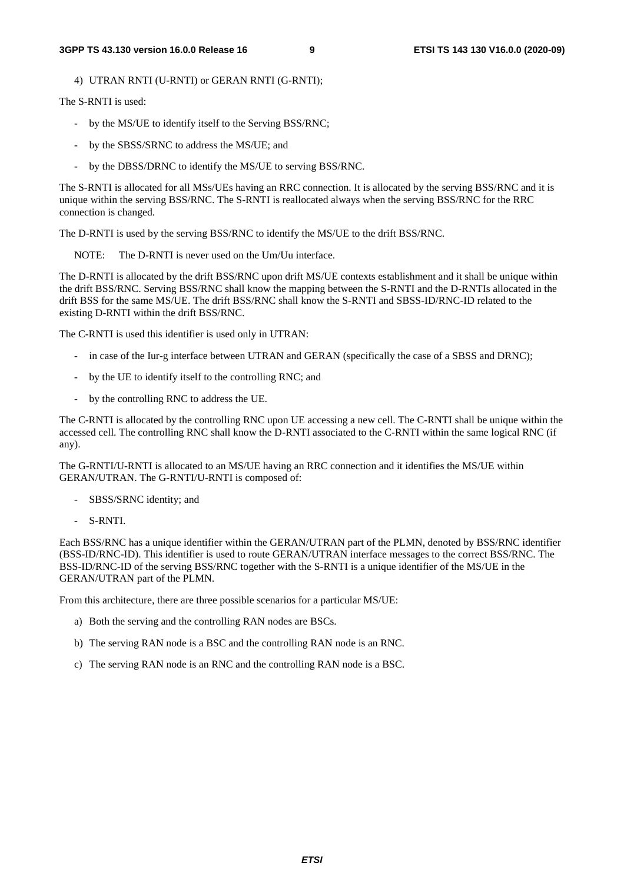4) UTRAN RNTI (U-RNTI) or GERAN RNTI (G-RNTI);

The S-RNTI is used:

- by the MS/UE to identify itself to the Serving BSS/RNC;
- by the SBSS/SRNC to address the MS/UE; and
- by the DBSS/DRNC to identify the MS/UE to serving BSS/RNC.

The S-RNTI is allocated for all MSs/UEs having an RRC connection. It is allocated by the serving BSS/RNC and it is unique within the serving BSS/RNC. The S-RNTI is reallocated always when the serving BSS/RNC for the RRC connection is changed.

The D-RNTI is used by the serving BSS/RNC to identify the MS/UE to the drift BSS/RNC.

NOTE: The D-RNTI is never used on the Um/Uu interface.

The D-RNTI is allocated by the drift BSS/RNC upon drift MS/UE contexts establishment and it shall be unique within the drift BSS/RNC. Serving BSS/RNC shall know the mapping between the S-RNTI and the D-RNTIs allocated in the drift BSS for the same MS/UE. The drift BSS/RNC shall know the S-RNTI and SBSS-ID/RNC-ID related to the existing D-RNTI within the drift BSS/RNC.

The C-RNTI is used this identifier is used only in UTRAN:

- in case of the Iur-g interface between UTRAN and GERAN (specifically the case of a SBSS and DRNC);
- by the UE to identify itself to the controlling RNC; and
- by the controlling RNC to address the UE.

The C-RNTI is allocated by the controlling RNC upon UE accessing a new cell. The C-RNTI shall be unique within the accessed cell. The controlling RNC shall know the D-RNTI associated to the C-RNTI within the same logical RNC (if any).

The G-RNTI/U-RNTI is allocated to an MS/UE having an RRC connection and it identifies the MS/UE within GERAN/UTRAN. The G-RNTI/U-RNTI is composed of:

- SBSS/SRNC identity; and
- S-RNTI.

Each BSS/RNC has a unique identifier within the GERAN/UTRAN part of the PLMN, denoted by BSS/RNC identifier (BSS-ID/RNC-ID). This identifier is used to route GERAN/UTRAN interface messages to the correct BSS/RNC. The BSS-ID/RNC-ID of the serving BSS/RNC together with the S-RNTI is a unique identifier of the MS/UE in the GERAN/UTRAN part of the PLMN.

From this architecture, there are three possible scenarios for a particular MS/UE:

a) Both the serving and the controlling RAN nodes are BSCs.

b) The serving RAN node is a BSC and the controlling RAN node is an RNC.

c) The serving RAN node is an RNC and the controlling RAN node is a BSC.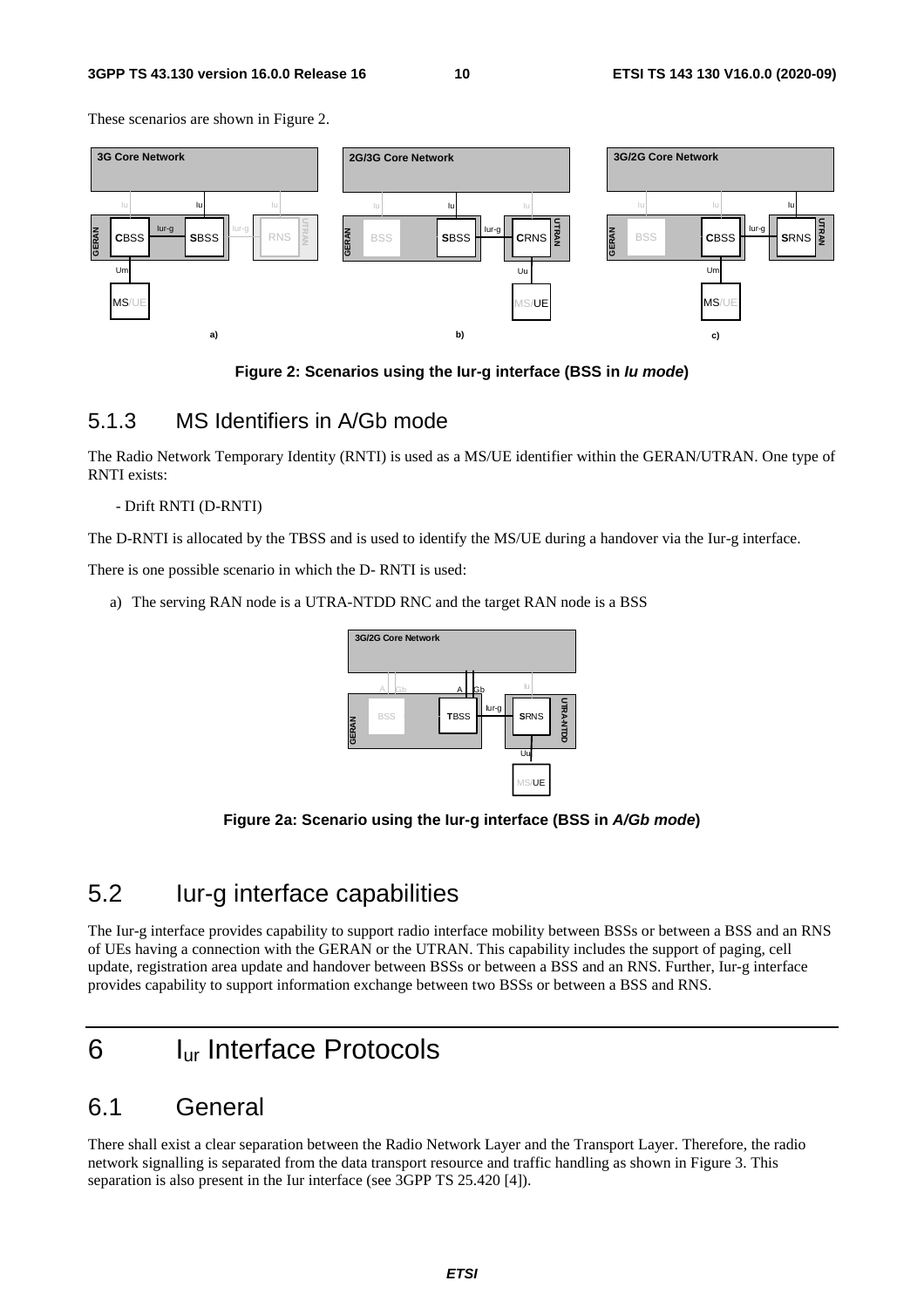These scenarios are shown in Figure 2.

**Figure 2: Scenarios using the Iur-g interface (BSS in *Iu mode*)**

### 5.1.3 MS Identifiers in A/Gb mode

The Radio Network Temporary Identity (RNTI) is used as a MS/UE identifier within the GERAN/UTRAN. One type of RNTI exists:

- Drift RNTI (D-RNTI)

The D-RNTI is allocated by the TBSS and is used to identify the MS/UE during a handover via the Iur-g interface.

There is one possible scenario in which the D- RNTI is used:

a) The serving RAN node is a UTRA-NTDD RNC and the target RAN node is a BSS

**Figure 2a: Scenario using the Iur-g interface (BSS in *A/Gb mode*)**

## 5.2 Iur-g interface capabilities

The Iur-g interface provides capability to support radio interface mobility between BSSs or between a BSS and an RNS of UEs having a connection with the GERAN or the UTRAN. This capability includes the support of paging, cell update, registration area update and handover between BSSs or between a BSS and an RNS. Further, Iur-g interface provides capability to support information exchange between two BSSs or between a BSS and RNS.

# 6 $I_{ur}$ Interface Protocols

## 6.1 General

There shall exist a clear separation between the Radio Network Layer and the Transport Layer. Therefore, the radio network signalling is separated from the data transport resource and traffic handling as shown in Figure 3. This separation is also present in the Iur interface (see 3GPP TS 25.420 [4]).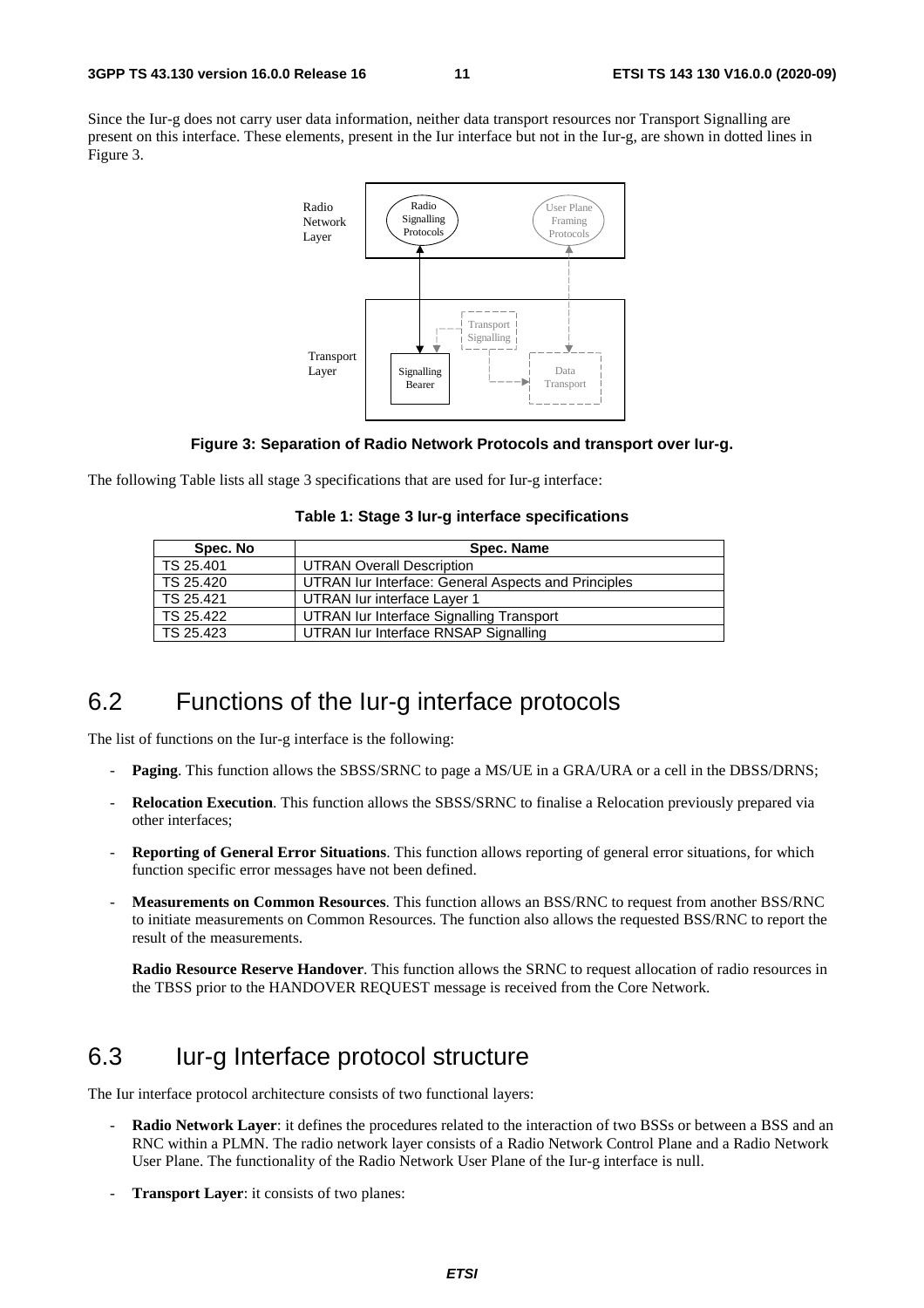Since the Iur-g does not carry user data information, neither data transport resources nor Transport Signalling are present on this interface. These elements, present in the Iur interface but not in the Iur-g, are shown in dotted lines in Figure 3.

**Figure 3: Separation of Radio Network Protocols and transport over Iur-g.**

The following Table lists all stage 3 specifications that are used for Iur-g interface:

**Table 1: Stage 3 Iur-g interface specifications**

| Spec. No | Spec. Name |
|---|---|
| TS 25.401 | UTRAN Overall Description |
| TS 25.420 | UTRAN Iur Interface: General Aspects and Principles |
| TS 25.421 | UTRAN Iur interface Layer 1 |
| TS 25.422 | UTRAN Iur Interface Signalling Transport |
| TS 25.423 | UTRAN Iur Interface RNSAP Signalling |

## 6.2 Functions of the Iur-g interface protocols

The list of functions on the Iur-g interface is the following:

- **Paging**. This function allows the SBSS/SRNC to page a MS/UE in a GRA/URA or a cell in the DBSS/DRNS;
- **Relocation Execution**. This function allows the SBSS/SRNC to finalise a Relocation previously prepared via other interfaces;
- **Reporting of General Error Situations**. This function allows reporting of general error situations, for which function specific error messages have not been defined.
- **Measurements on Common Resources**. This function allows an BSS/RNC to request from another BSS/RNC to initiate measurements on Common Resources. The function also allows the requested BSS/RNC to report the result of the measurements.

  **Radio Resource Reserve Handover**. This function allows the SRNC to request allocation of radio resources in the TBSS prior to the HANDOVER REQUEST message is received from the Core Network.

## 6.3 Iur-g Interface protocol structure

The Iur interface protocol architecture consists of two functional layers:

- **Radio Network Layer**: it defines the procedures related to the interaction of two BSSs or between a BSS and an RNC within a PLMN. The radio network layer consists of a Radio Network Control Plane and a Radio Network User Plane. The functionality of the Radio Network User Plane of the Iur-g interface is null.
- **Transport Layer**: it consists of two planes: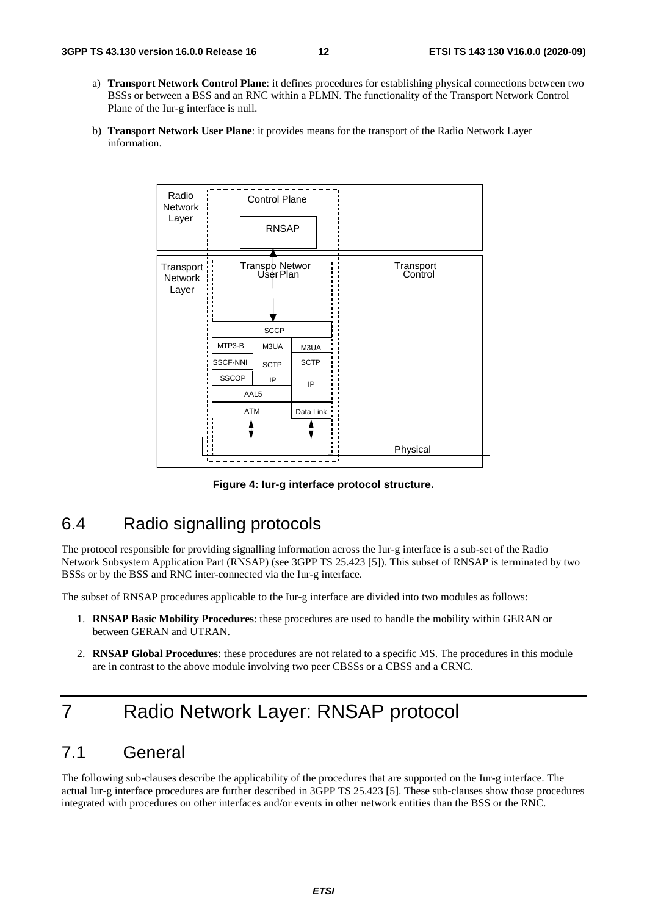a) **Transport Network Control Plane**: it defines procedures for establishing physical connections between two BSSs or between a BSS and an RNC within a PLMN. The functionality of the Transport Network Control Plane of the Iur-g interface is null.

b) **Transport Network User Plane**: it provides means for the transport of the Radio Network Layer information.

**Figure 4: Iur-g interface protocol structure.**

## 6.4 Radio signalling protocols

The protocol responsible for providing signalling information across the Iur-g interface is a sub-set of the Radio Network Subsystem Application Part (RNSAP) (see 3GPP TS 25.423 [5]). This subset of RNSAP is terminated by two BSSs or by the BSS and RNC inter-connected via the Iur-g interface.

The subset of RNSAP procedures applicable to the Iur-g interface are divided into two modules as follows:

1. **RNSAP Basic Mobility Procedures**: these procedures are used to handle the mobility within GERAN or between GERAN and UTRAN.

2. **RNSAP Global Procedures**: these procedures are not related to a specific MS. The procedures in this module are in contrast to the above module involving two peer CBSSs or a CBSS and a CRNC.

# 7 Radio Network Layer: RNSAP protocol

## 7.1 General

The following sub-clauses describe the applicability of the procedures that are supported on the Iur-g interface. The actual Iur-g interface procedures are further described in 3GPP TS 25.423 [5]. These sub-clauses show those procedures integrated with procedures on other interfaces and/or events in other network entities than the BSS or the RNC.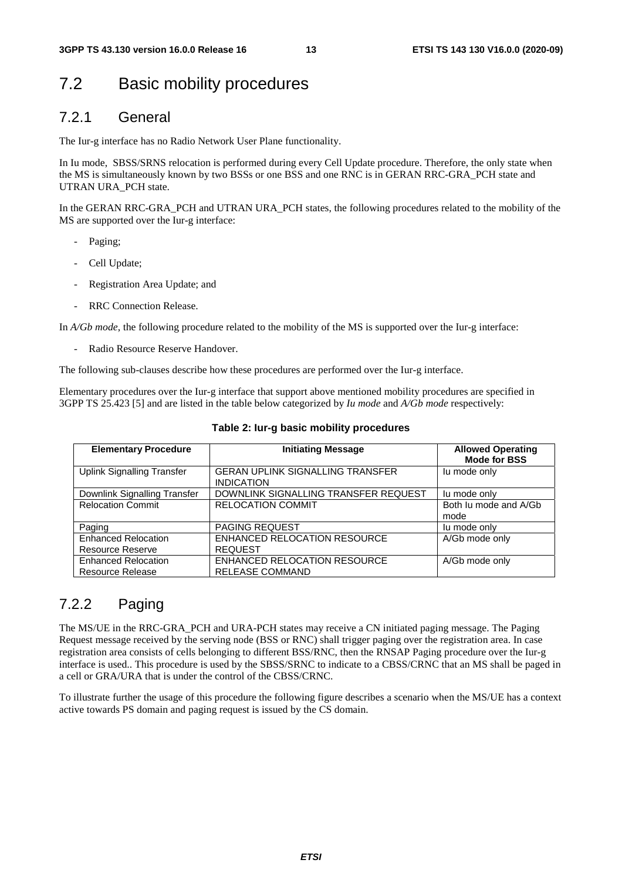## 7.2 Basic mobility procedures

### 7.2.1 General

The Iur-g interface has no Radio Network User Plane functionality.

In Iu mode, SBSS/SRNS relocation is performed during every Cell Update procedure. Therefore, the only state when the MS is simultaneously known by two BSSs or one BSS and one RNC is in GERAN RRC-GRA_PCH state and UTRAN URA_PCH state.

In the GERAN RRC-GRA_PCH and UTRAN URA_PCH states, the following procedures related to the mobility of the MS are supported over the Iur-g interface:

- Paging;
- Cell Update;
- Registration Area Update; and
- RRC Connection Release.

In *A/Gb mode*, the following procedure related to the mobility of the MS is supported over the Iur-g interface:

- Radio Resource Reserve Handover.

The following sub-clauses describe how these procedures are performed over the Iur-g interface.

Elementary procedures over the Iur-g interface that support above mentioned mobility procedures are specified in 3GPP TS 25.423 [5] and are listed in the table below categorized by *Iu mode* and *A/Gb mode* respectively:

**Table 2: Iur-g basic mobility procedures**

| Elementary Procedure | Initiating Message | Allowed Operating Mode for BSS |
|---|---|---|
| Uplink Signalling Transfer | GERAN UPLINK SIGNALLING TRANSFER INDICATION | Iu mode only |
| Downlink Signalling Transfer | DOWNLINK SIGNALLING TRANSFER REQUEST | Iu mode only |
| Relocation Commit | RELOCATION COMMIT | Both Iu mode and A/Gb mode |
| Paging | PAGING REQUEST | Iu mode only |
| Enhanced Relocation Resource Reserve | ENHANCED RELOCATION RESOURCE REQUEST | A/Gb mode only |
| Enhanced Relocation Resource Release | ENHANCED RELOCATION RESOURCE RELEASE COMMAND | A/Gb mode only |

### 7.2.2 Paging

The MS/UE in the RRC-GRA_PCH and URA-PCH states may receive a CN initiated paging message. The Paging Request message received by the serving node (BSS or RNC) shall trigger paging over the registration area. In case registration area consists of cells belonging to different BSS/RNC, then the RNSAP Paging procedure over the Iur-g interface is used.. This procedure is used by the SBSS/SRNC to indicate to a CBSS/CRNC that an MS shall be paged in a cell or GRA/URA that is under the control of the CBSS/CRNC.

To illustrate further the usage of this procedure the following figure describes a scenario when the MS/UE has a context active towards PS domain and paging request is issued by the CS domain.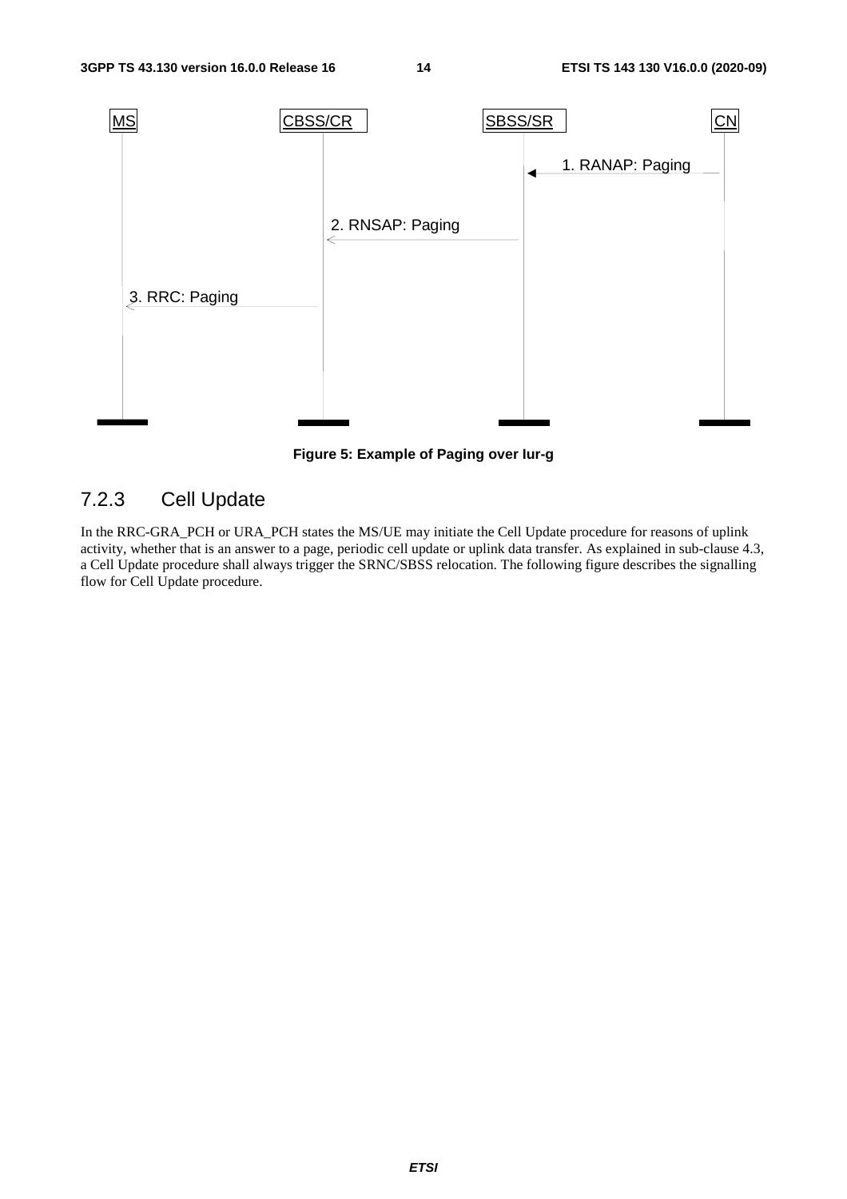| MS | CBSS/CR | SBSS/SR | CN |
|---|---|---|---|
| | | ← 1. RANAP: Paging | |
| | ← 2. RNSAP: Paging | | |
| ← 3. RRC: Paging | | | |

**Figure 5: Example of Paging over Iur-g**

### 7.2.3 Cell Update

In the RRC-GRA_PCH or URA_PCH states the MS/UE may initiate the Cell Update procedure for reasons of uplink activity, whether that is an answer to a page, periodic cell update or uplink data transfer. As explained in sub-clause 4.3, a Cell Update procedure shall always trigger the SRNC/SBSS relocation. The following figure describes the signalling flow for Cell Update procedure.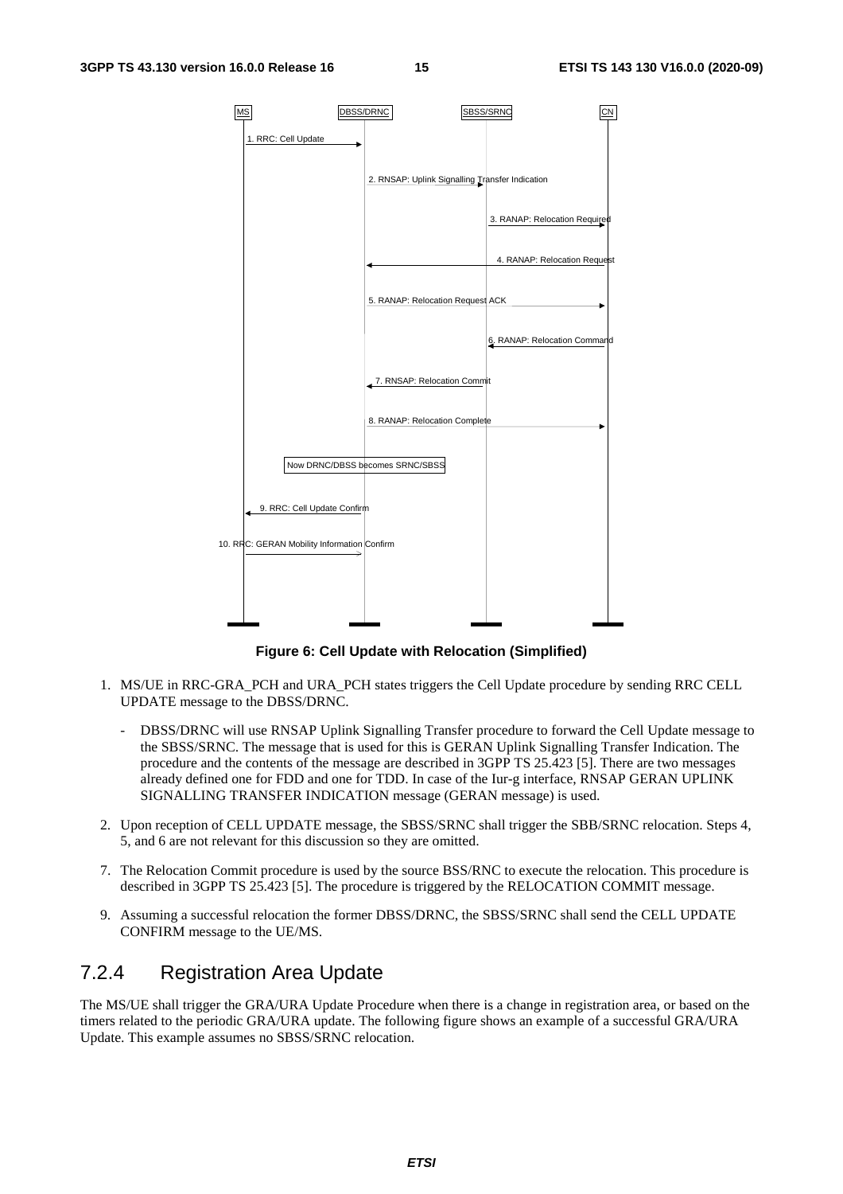| MS | DBSS/DRNC | SBSS/SRNC | CN |
|---|---|---|---|

1. RRC: Cell Update (MS → DBSS/DRNC)
2. RNSAP: Uplink Signalling Transfer Indication (DBSS/DRNC → SBSS/SRNC)
3. RANAP: Relocation Required (SBSS/SRNC → CN)
4. RANAP: Relocation Request (CN → DBSS/DRNC)
5. RANAP: Relocation Request ACK (DBSS/DRNC → CN)
6. RANAP: Relocation Command (CN → SBSS/SRNC)
7. RNSAP: Relocation Commit (SBSS/SRNC → DBSS/DRNC)
8. RANAP: Relocation Complete (DBSS/DRNC → CN)

Now DRNC/DBSS becomes SRNC/SBSS

9. RRC: Cell Update Confirm (DBSS/DRNC → MS)
10. RRC: GERAN Mobility Information Confirm (MS → DBSS/DRNC)

**Figure 6: Cell Update with Relocation (Simplified)**

1. MS/UE in RRC-GRA_PCH and URA_PCH states triggers the Cell Update procedure by sending RRC CELL UPDATE message to the DBSS/DRNC.
   - DBSS/DRNC will use RNSAP Uplink Signalling Transfer procedure to forward the Cell Update message to the SBSS/SRNC. The message that is used for this is GERAN Uplink Signalling Transfer Indication. The procedure and the contents of the message are described in 3GPP TS 25.423 [5]. There are two messages already defined one for FDD and one for TDD. In case of the Iur-g interface, RNSAP GERAN UPLINK SIGNALLING TRANSFER INDICATION message (GERAN message) is used.
2. Upon reception of CELL UPDATE message, the SBSS/SRNC shall trigger the SBB/SRNC relocation. Steps 4, 5, and 6 are not relevant for this discussion so they are omitted.

7. The Relocation Commit procedure is used by the source BSS/RNC to execute the relocation. This procedure is described in 3GPP TS 25.423 [5]. The procedure is triggered by the RELOCATION COMMIT message.

9. Assuming a successful relocation the former DBSS/DRNC, the SBSS/SRNC shall send the CELL UPDATE CONFIRM message to the UE/MS.

## 7.2.4 Registration Area Update

The MS/UE shall trigger the GRA/URA Update Procedure when there is a change in registration area, or based on the timers related to the periodic GRA/URA update. The following figure shows an example of a successful GRA/URA Update. This example assumes no SBSS/SRNC relocation.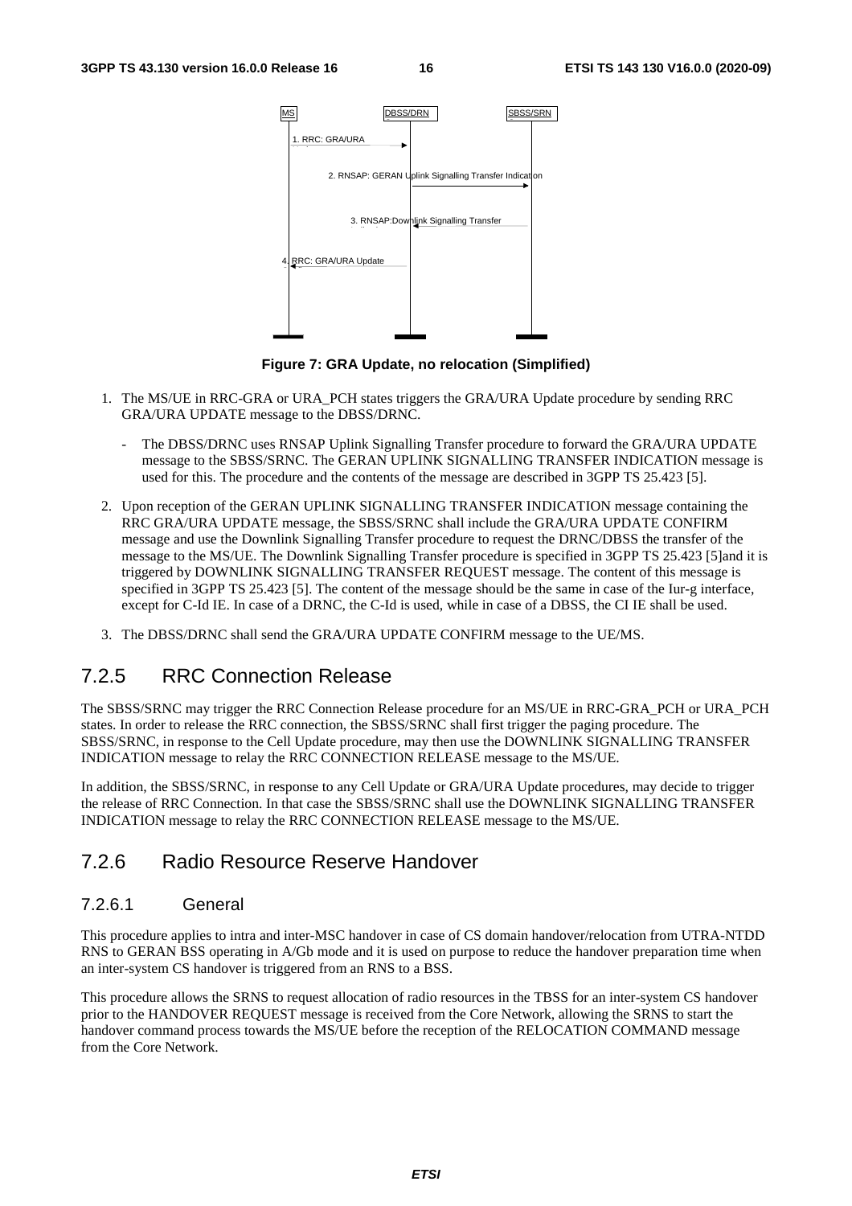Figure 7: GRA Update, no relocation (Simplified)

1. The MS/UE in RRC-GRA or URA_PCH states triggers the GRA/URA Update procedure by sending RRC GRA/URA UPDATE message to the DBSS/DRNC.

   - The DBSS/DRNC uses RNSAP Uplink Signalling Transfer procedure to forward the GRA/URA UPDATE message to the SBSS/SRNC. The GERAN UPLINK SIGNALLING TRANSFER INDICATION message is used for this. The procedure and the contents of the message are described in 3GPP TS 25.423 [5].

2. Upon reception of the GERAN UPLINK SIGNALLING TRANSFER INDICATION message containing the RRC GRA/URA UPDATE message, the SBSS/SRNC shall include the GRA/URA UPDATE CONFIRM message and use the Downlink Signalling Transfer procedure to request the DRNC/DBSS the transfer of the message to the MS/UE. The Downlink Signalling Transfer procedure is specified in 3GPP TS 25.423 [5]and it is triggered by DOWNLINK SIGNALLING TRANSFER REQUEST message. The content of this message is specified in 3GPP TS 25.423 [5]. The content of the message should be the same in case of the Iur-g interface, except for C-Id IE. In case of a DRNC, the C-Id is used, while in case of a DBSS, the CI IE shall be used.

3. The DBSS/DRNC shall send the GRA/URA UPDATE CONFIRM message to the UE/MS.

## 7.2.5 RRC Connection Release

The SBSS/SRNC may trigger the RRC Connection Release procedure for an MS/UE in RRC-GRA_PCH or URA_PCH states. In order to release the RRC connection, the SBSS/SRNC shall first trigger the paging procedure. The SBSS/SRNC, in response to the Cell Update procedure, may then use the DOWNLINK SIGNALLING TRANSFER INDICATION message to relay the RRC CONNECTION RELEASE message to the MS/UE.

In addition, the SBSS/SRNC, in response to any Cell Update or GRA/URA Update procedures, may decide to trigger the release of RRC Connection. In that case the SBSS/SRNC shall use the DOWNLINK SIGNALLING TRANSFER INDICATION message to relay the RRC CONNECTION RELEASE message to the MS/UE.

## 7.2.6 Radio Resource Reserve Handover

### 7.2.6.1 General

This procedure applies to intra and inter-MSC handover in case of CS domain handover/relocation from UTRA-NTDD RNS to GERAN BSS operating in A/Gb mode and it is used on purpose to reduce the handover preparation time when an inter-system CS handover is triggered from an RNS to a BSS.

This procedure allows the SRNS to request allocation of radio resources in the TBSS for an inter-system CS handover prior to the HANDOVER REQUEST message is received from the Core Network, allowing the SRNS to start the handover command process towards the MS/UE before the reception of the RELOCATION COMMAND message from the Core Network.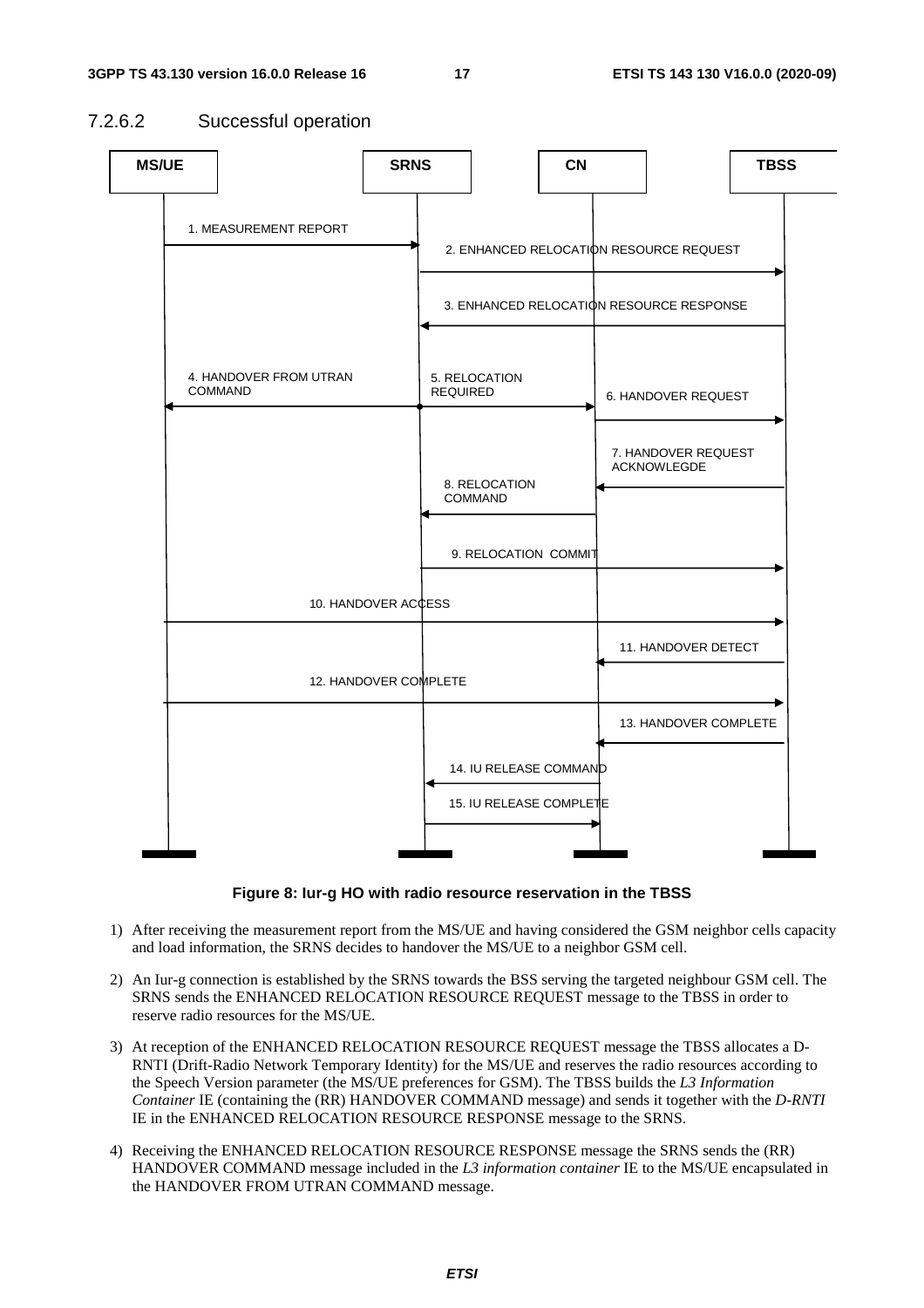### 7.2.6.2 Successful operation

**Figure 8: Iur-g HO with radio resource reservation in the TBSS**

1) After receiving the measurement report from the MS/UE and having considered the GSM neighbor cells capacity and load information, the SRNS decides to handover the MS/UE to a neighbor GSM cell.

2) An Iur-g connection is established by the SRNS towards the BSS serving the targeted neighbour GSM cell. The SRNS sends the ENHANCED RELOCATION RESOURCE REQUEST message to the TBSS in order to reserve radio resources for the MS/UE.

3) At reception of the ENHANCED RELOCATION RESOURCE REQUEST message the TBSS allocates a D-RNTI (Drift-Radio Network Temporary Identity) for the MS/UE and reserves the radio resources according to the Speech Version parameter (the MS/UE preferences for GSM). The TBSS builds the *L3 Information Container* IE (containing the (RR) HANDOVER COMMAND message) and sends it together with the *D-RNTI* IE in the ENHANCED RELOCATION RESOURCE RESPONSE message to the SRNS.

4) Receiving the ENHANCED RELOCATION RESOURCE RESPONSE message the SRNS sends the (RR) HANDOVER COMMAND message included in the *L3 information container* IE to the MS/UE encapsulated in the HANDOVER FROM UTRAN COMMAND message.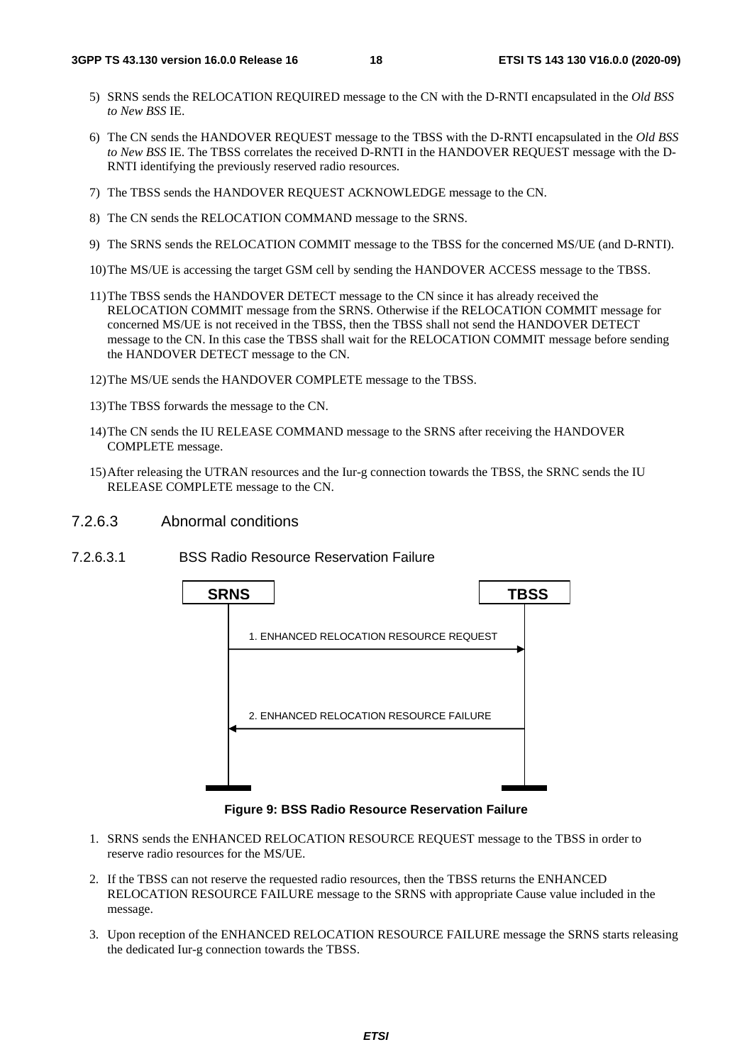5) SRNS sends the RELOCATION REQUIRED message to the CN with the D-RNTI encapsulated in the *Old BSS to New BSS* IE.

6) The CN sends the HANDOVER REQUEST message to the TBSS with the D-RNTI encapsulated in the *Old BSS to New BSS* IE. The TBSS correlates the received D-RNTI in the HANDOVER REQUEST message with the D-RNTI identifying the previously reserved radio resources.

7) The TBSS sends the HANDOVER REQUEST ACKNOWLEDGE message to the CN.

8) The CN sends the RELOCATION COMMAND message to the SRNS.

9) The SRNS sends the RELOCATION COMMIT message to the TBSS for the concerned MS/UE (and D-RNTI).

10) The MS/UE is accessing the target GSM cell by sending the HANDOVER ACCESS message to the TBSS.

11) The TBSS sends the HANDOVER DETECT message to the CN since it has already received the RELOCATION COMMIT message from the SRNS. Otherwise if the RELOCATION COMMIT message for concerned MS/UE is not received in the TBSS, then the TBSS shall not send the HANDOVER DETECT message to the CN. In this case the TBSS shall wait for the RELOCATION COMMIT message before sending the HANDOVER DETECT message to the CN.

12) The MS/UE sends the HANDOVER COMPLETE message to the TBSS.

13) The TBSS forwards the message to the CN.

14) The CN sends the IU RELEASE COMMAND message to the SRNS after receiving the HANDOVER COMPLETE message.

15) After releasing the UTRAN resources and the Iur-g connection towards the TBSS, the SRNC sends the IU RELEASE COMPLETE message to the CN.

#### 7.2.6.3 Abnormal conditions

##### 7.2.6.3.1 BSS Radio Resource Reservation Failure

SRNS → TBSS: 1. ENHANCED RELOCATION RESOURCE REQUEST

TBSS → SRNS: 2. ENHANCED RELOCATION RESOURCE FAILURE

**Figure 9: BSS Radio Resource Reservation Failure**

1. SRNS sends the ENHANCED RELOCATION RESOURCE REQUEST message to the TBSS in order to reserve radio resources for the MS/UE.

2. If the TBSS can not reserve the requested radio resources, then the TBSS returns the ENHANCED RELOCATION RESOURCE FAILURE message to the SRNS with appropriate Cause value included in the message.

3. Upon reception of the ENHANCED RELOCATION RESOURCE FAILURE message the SRNS starts releasing the dedicated Iur-g connection towards the TBSS.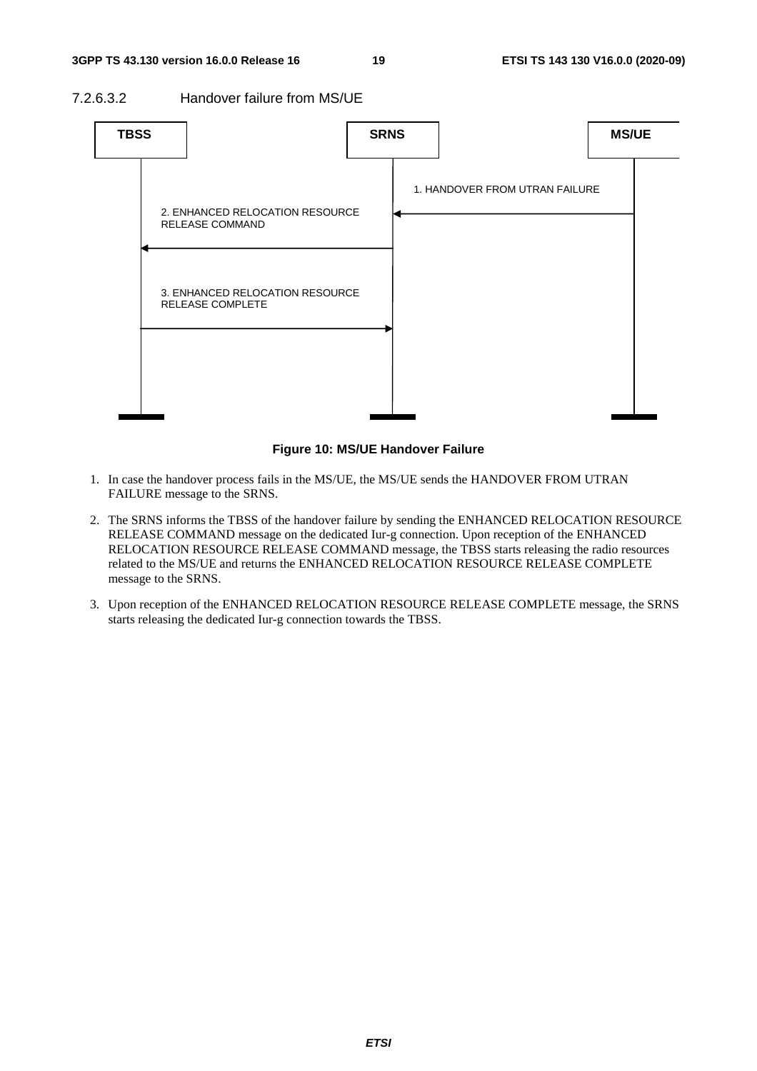#### 7.2.6.3.2 Handover failure from MS/UE

**Figure 10: MS/UE Handover Failure**

1. In case the handover process fails in the MS/UE, the MS/UE sends the HANDOVER FROM UTRAN FAILURE message to the SRNS.
2. The SRNS informs the TBSS of the handover failure by sending the ENHANCED RELOCATION RESOURCE RELEASE COMMAND message on the dedicated Iur-g connection. Upon reception of the ENHANCED RELOCATION RESOURCE RELEASE COMMAND message, the TBSS starts releasing the radio resources related to the MS/UE and returns the ENHANCED RELOCATION RESOURCE RELEASE COMPLETE message to the SRNS.
3. Upon reception of the ENHANCED RELOCATION RESOURCE RELEASE COMPLETE message, the SRNS starts releasing the dedicated Iur-g connection towards the TBSS.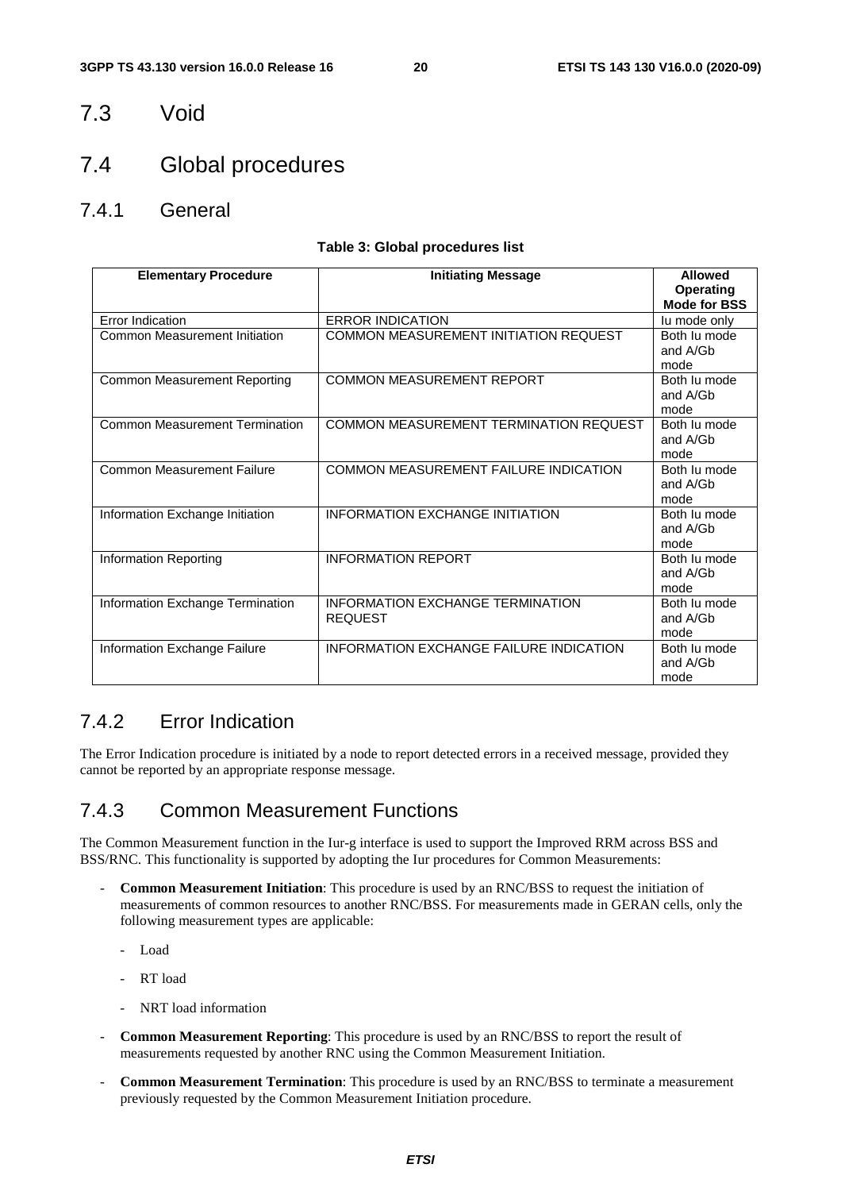## 7.3 Void

## 7.4 Global procedures

### 7.4.1 General

**Table 3: Global procedures list**

| Elementary Procedure | Initiating Message | Allowed Operating Mode for BSS |
|---|---|---|
| Error Indication | ERROR INDICATION | Iu mode only |
| Common Measurement Initiation | COMMON MEASUREMENT INITIATION REQUEST | Both Iu mode and A/Gb mode |
| Common Measurement Reporting | COMMON MEASUREMENT REPORT | Both Iu mode and A/Gb mode |
| Common Measurement Termination | COMMON MEASUREMENT TERMINATION REQUEST | Both Iu mode and A/Gb mode |
| Common Measurement Failure | COMMON MEASUREMENT FAILURE INDICATION | Both Iu mode and A/Gb mode |
| Information Exchange Initiation | INFORMATION EXCHANGE INITIATION | Both Iu mode and A/Gb mode |
| Information Reporting | INFORMATION REPORT | Both Iu mode and A/Gb mode |
| Information Exchange Termination | INFORMATION EXCHANGE TERMINATION REQUEST | Both Iu mode and A/Gb mode |
| Information Exchange Failure | INFORMATION EXCHANGE FAILURE INDICATION | Both Iu mode and A/Gb mode |

### 7.4.2 Error Indication

The Error Indication procedure is initiated by a node to report detected errors in a received message, provided they cannot be reported by an appropriate response message.

### 7.4.3 Common Measurement Functions

The Common Measurement function in the Iur-g interface is used to support the Improved RRM across BSS and BSS/RNC. This functionality is supported by adopting the Iur procedures for Common Measurements:

- **Common Measurement Initiation**: This procedure is used by an RNC/BSS to request the initiation of measurements of common resources to another RNC/BSS. For measurements made in GERAN cells, only the following measurement types are applicable:
  - Load
  - RT load
  - NRT load information
- **Common Measurement Reporting**: This procedure is used by an RNC/BSS to report the result of measurements requested by another RNC using the Common Measurement Initiation.
- **Common Measurement Termination**: This procedure is used by an RNC/BSS to terminate a measurement previously requested by the Common Measurement Initiation procedure.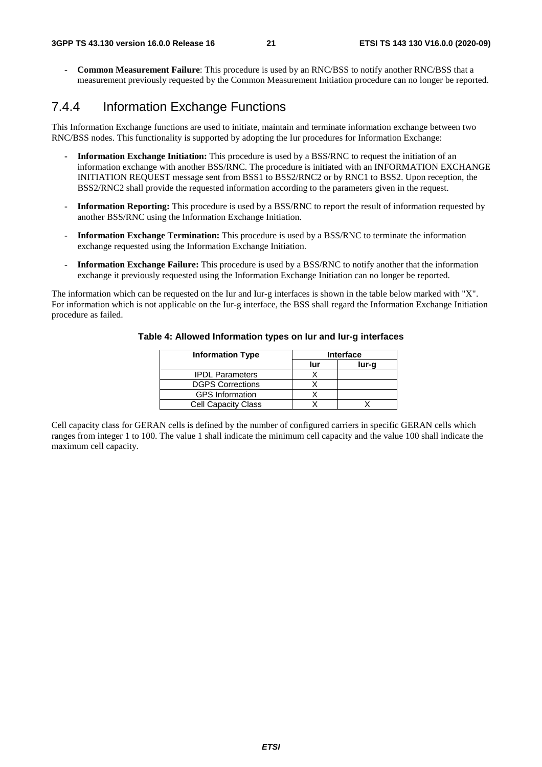- **Common Measurement Failure**: This procedure is used by an RNC/BSS to notify another RNC/BSS that a measurement previously requested by the Common Measurement Initiation procedure can no longer be reported.

### 7.4.4 Information Exchange Functions

This Information Exchange functions are used to initiate, maintain and terminate information exchange between two RNC/BSS nodes. This functionality is supported by adopting the Iur procedures for Information Exchange:

- **Information Exchange Initiation:** This procedure is used by a BSS/RNC to request the initiation of an information exchange with another BSS/RNC. The procedure is initiated with an INFORMATION EXCHANGE INITIATION REQUEST message sent from BSS1 to BSS2/RNC2 or by RNC1 to BSS2. Upon reception, the BSS2/RNC2 shall provide the requested information according to the parameters given in the request.
- **Information Reporting:** This procedure is used by a BSS/RNC to report the result of information requested by another BSS/RNC using the Information Exchange Initiation.
- **Information Exchange Termination:** This procedure is used by a BSS/RNC to terminate the information exchange requested using the Information Exchange Initiation.
- **Information Exchange Failure:** This procedure is used by a BSS/RNC to notify another that the information exchange it previously requested using the Information Exchange Initiation can no longer be reported.

The information which can be requested on the Iur and Iur-g interfaces is shown in the table below marked with "X". For information which is not applicable on the Iur-g interface, the BSS shall regard the Information Exchange Initiation procedure as failed.

**Table 4: Allowed Information types on Iur and Iur-g interfaces**

| Information Type | Interface | |
|---|---|---|
| | Iur | Iur-g |
| IPDL Parameters | X | |
| DGPS Corrections | X | |
| GPS Information | X | |
| Cell Capacity Class | X | X |

Cell capacity class for GERAN cells is defined by the number of configured carriers in specific GERAN cells which ranges from integer 1 to 100. The value 1 shall indicate the minimum cell capacity and the value 100 shall indicate the maximum cell capacity.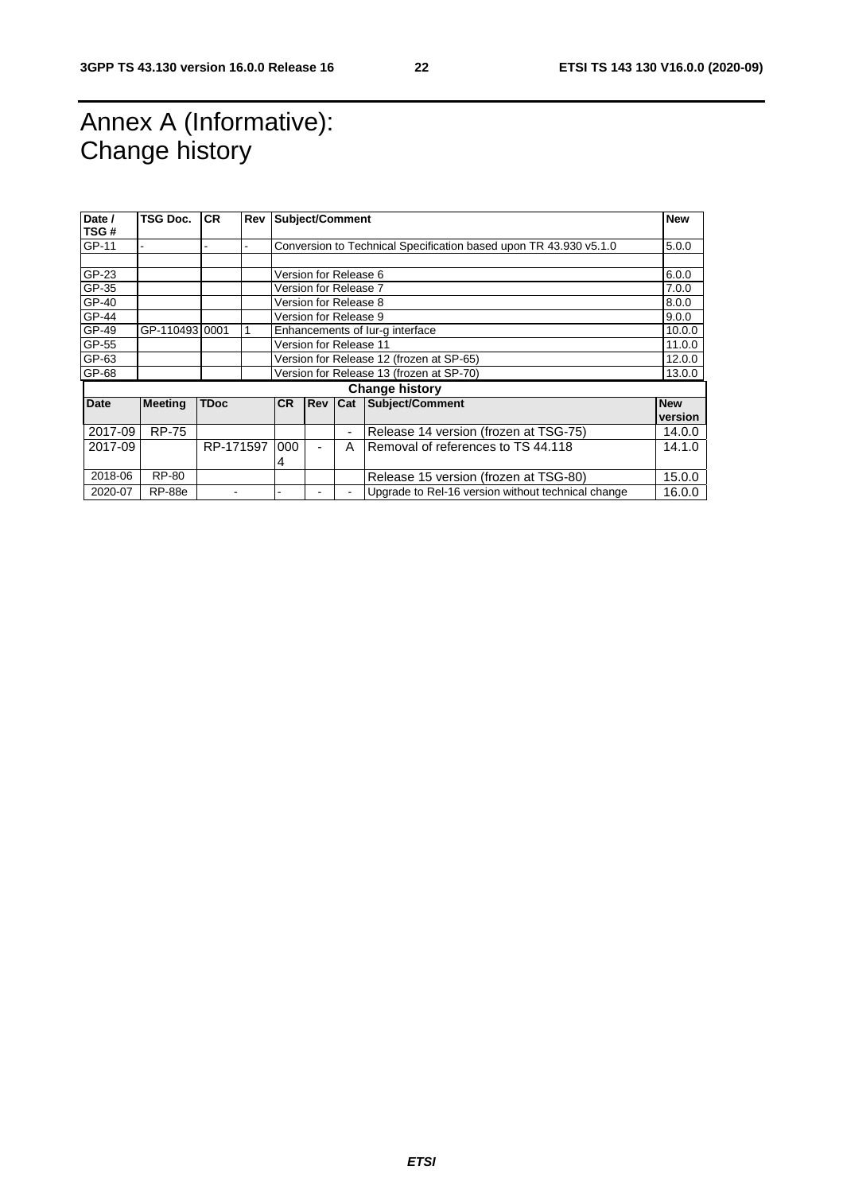# Annex A (Informative): Change history

| Date / TSG # | TSG Doc. | CR | Rev | Subject/Comment | New |
|---|---|---|---|---|---|
| GP-11 | - | - | - | Conversion to Technical Specification based upon TR 43.930 v5.1.0 | 5.0.0 |
| | | | | | |
| GP-23 | | | | Version for Release 6 | 6.0.0 |
| GP-35 | | | | Version for Release 7 | 7.0.0 |
| GP-40 | | | | Version for Release 8 | 8.0.0 |
| GP-44 | | | | Version for Release 9 | 9.0.0 |
| GP-49 | GP-110493 | 0001 | 1 | Enhancements of Iur-g interface | 10.0.0 |
| GP-55 | | | | Version for Release 11 | 11.0.0 |
| GP-63 | | | | Version for Release 12 (frozen at SP-65) | 12.0.0 |
| GP-68 | | | | Version for Release 13 (frozen at SP-70) | 13.0.0 |

| Change history | | | | | | | |
|---|---|---|---|---|---|---|---|
| **Date** | **Meeting** | **TDoc** | **CR** | **Rev** | **Cat** | **Subject/Comment** | **New version** |
| 2017-09 | RP-75 | | | | - | Release 14 version (frozen at TSG-75) | 14.0.0 |
| 2017-09 | | RP-171597 | 0004 | - | A | Removal of references to TS 44.118 | 14.1.0 |
| 2018-06 | RP-80 | | | | | Release 15 version (frozen at TSG-80) | 15.0.0 |
| 2020-07 | RP-88e | - | - | - | - | Upgrade to Rel-16 version without technical change | 16.0.0 |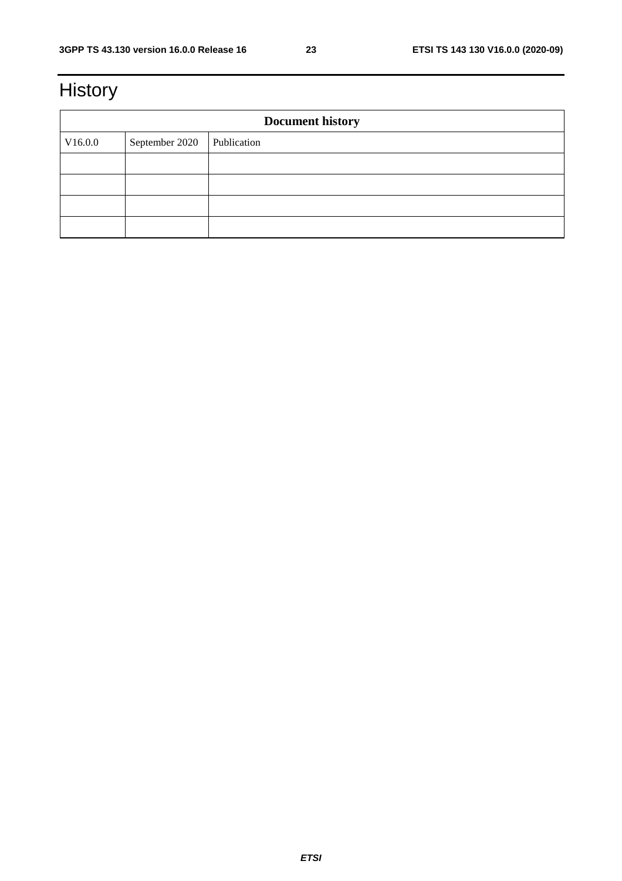# History

| Document history | | |
|---|---|---|
| V16.0.0 | September 2020 | Publication |
| | | |
| | | |
| | | |
| | | |